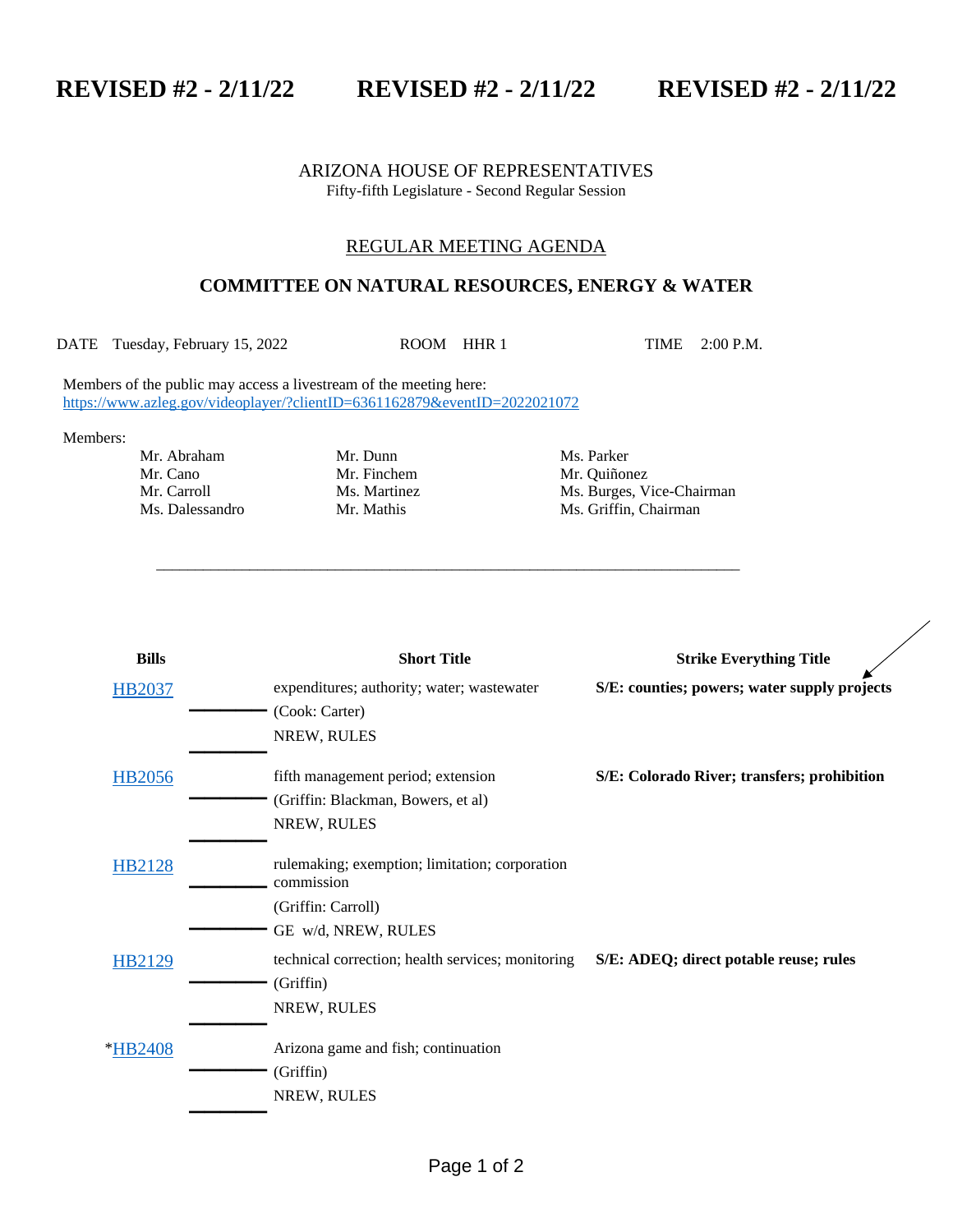**REVISED #2 - 2/11/22 REVISED #2 - 2/11/22 REVISED #2 - 2/11/22**

ARIZONA HOUSE OF REPRESENTATIVES
Fifty-fifth Legislature - Second Regular Session

REGULAR MEETING AGENDA

## COMMITTEE ON NATURAL RESOURCES, ENERGY & WATER

DATE Tuesday, February 15, 2022 ROOM HHR 1 TIME 2:00 P.M.

Members of the public may access a livestream of the meeting here:
https://www.azleg.gov/videoplayer/?clientID=6361162879&eventID=2022021072

Members:

| | | |
|---|---|---|
| Mr. Abraham | Mr. Dunn | Ms. Parker |
| Mr. Cano | Mr. Finchem | Mr. Quiñonez |
| Mr. Carroll | Ms. Martinez | Ms. Burges, Vice-Chairman |
| Ms. Dalessandro | Mr. Mathis | Ms. Griffin, Chairman |

---

| Bills | Short Title | Strike Everything Title |
|---|---|---|
| HB2037 | expenditures; authority; water; wastewater<br>(Cook: Carter)<br>NREW, RULES | **S/E: counties; powers; water supply projects** |
| HB2056 | fifth management period; extension<br>(Griffin: Blackman, Bowers, et al)<br>NREW, RULES | **S/E: Colorado River; transfers; prohibition** |
| HB2128 | rulemaking; exemption; limitation; corporation commission<br>(Griffin: Carroll)<br>GE w/d, NREW, RULES | |
| HB2129 | technical correction; health services; monitoring<br>(Griffin)<br>NREW, RULES | **S/E: ADEQ; direct potable reuse; rules** |
| *HB2408 | Arizona game and fish; continuation<br>(Griffin)<br>NREW, RULES | |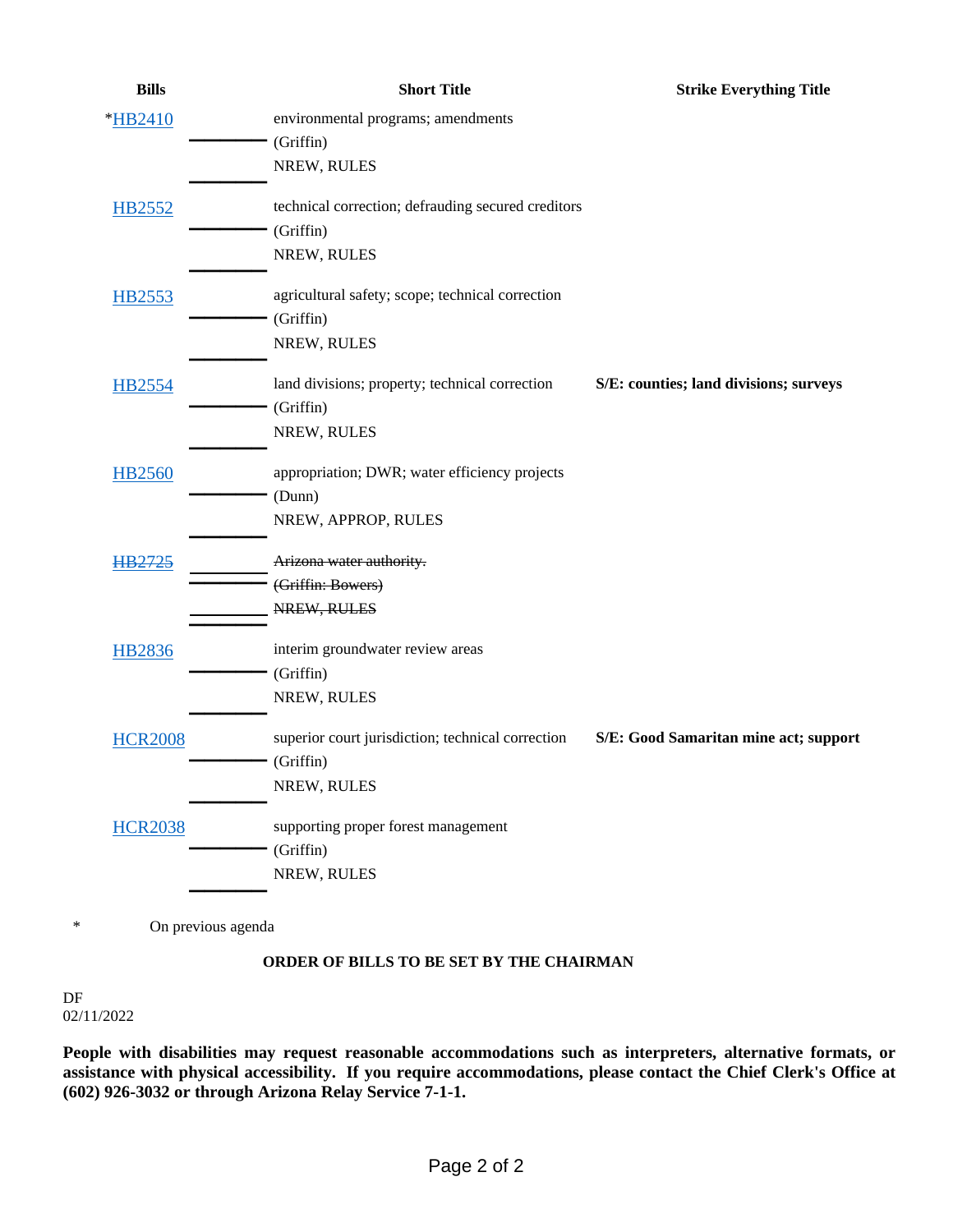| Bills | Short Title | Strike Everything Title |
|---|---|---|
| *HB2410 | environmental programs; amendments<br>(Griffin)<br>NREW, RULES | |
| HB2552 | technical correction; defrauding secured creditors<br>(Griffin)<br>NREW, RULES | |
| HB2553 | agricultural safety; scope; technical correction<br>(Griffin)<br>NREW, RULES | |
| HB2554 | land divisions; property; technical correction<br>(Griffin)<br>NREW, RULES | **S/E: counties; land divisions; surveys** |
| HB2560 | appropriation; DWR; water efficiency projects<br>(Dunn)<br>NREW, APPROP, RULES | |
| ~~HB2725~~ | ~~Arizona water authority.~~<br>~~(Griffin: Bowers)~~<br>~~NREW, RULES~~ | |
| HB2836 | interim groundwater review areas<br>(Griffin)<br>NREW, RULES | |
| HCR2008 | superior court jurisdiction; technical correction<br>(Griffin)<br>NREW, RULES | **S/E: Good Samaritan mine act; support** |
| HCR2038 | supporting proper forest management<br>(Griffin)<br>NREW, RULES | |

\* On previous agenda

**ORDER OF BILLS TO BE SET BY THE CHAIRMAN**

DF
02/11/2022

**People with disabilities may request reasonable accommodations such as interpreters, alternative formats, or assistance with physical accessibility. If you require accommodations, please contact the Chief Clerk's Office at (602) 926-3032 or through Arizona Relay Service 7-1-1.**